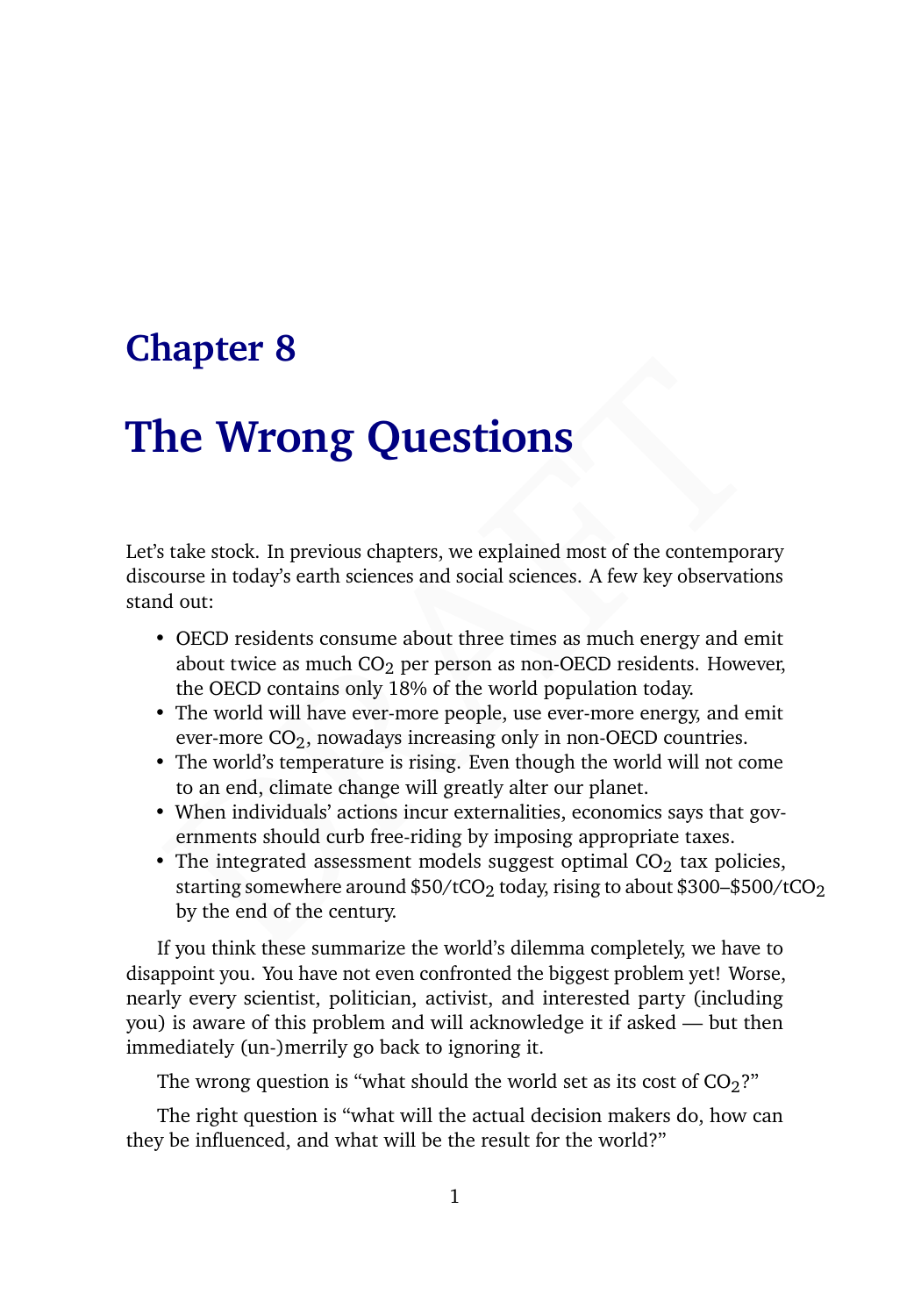# Chapter 8

# The Wrong Questions

Let's take stock. In previous chapters, we explained most of the contemporary discourse in today's earth sciences and social sciences. A few key observations stand out:

- OECD residents consume about three times as much energy and emit about twice as much $CO_2$ per person as non-OECD residents. However, the OECD contains only 18% of the world population today.
- The world will have ever-more people, use ever-more energy, and emit ever-more $CO_2$, nowadays increasing only in non-OECD countries.
- The world's temperature is rising. Even though the world will not come to an end, climate change will greatly alter our planet.
- When individuals' actions incur externalities, economics says that governments should curb free-riding by imposing appropriate taxes.
- The integrated assessment models suggest optimal $CO_2$ tax policies, starting somewhere around \$50/t$CO_2$ today, rising to about \$300–\$500/t$CO_2$ by the end of the century.

If you think these summarize the world's dilemma completely, we have to disappoint you. You have not even confronted the biggest problem yet! Worse, nearly every scientist, politician, activist, and interested party (including you) is aware of this problem and will acknowledge it if asked — but then immediately (un-)merrily go back to ignoring it.

The wrong question is "what should the world set as its cost of $CO_2$?"

The right question is "what will the actual decision makers do, how can they be influenced, and what will be the result for the world?"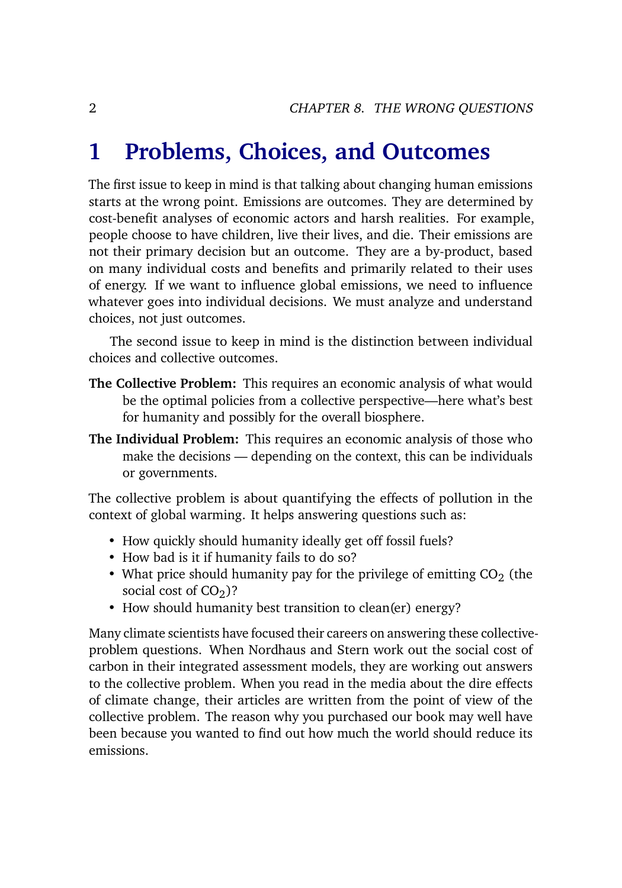# 1 Problems, Choices, and Outcomes

The first issue to keep in mind is that talking about changing human emissions starts at the wrong point. Emissions are outcomes. They are determined by cost-benefit analyses of economic actors and harsh realities. For example, people choose to have children, live their lives, and die. Their emissions are not their primary decision but an outcome. They are a by-product, based on many individual costs and benefits and primarily related to their uses of energy. If we want to influence global emissions, we need to influence whatever goes into individual decisions. We must analyze and understand choices, not just outcomes.

The second issue to keep in mind is the distinction between individual choices and collective outcomes.

**The Collective Problem:** This requires an economic analysis of what would be the optimal policies from a collective perspective—here what's best for humanity and possibly for the overall biosphere.

**The Individual Problem:** This requires an economic analysis of those who make the decisions — depending on the context, this can be individuals or governments.

The collective problem is about quantifying the effects of pollution in the context of global warming. It helps answering questions such as:

- How quickly should humanity ideally get off fossil fuels?
- How bad is it if humanity fails to do so?
- What price should humanity pay for the privilege of emitting $CO_2$ (the social cost of $CO_2$)?
- How should humanity best transition to clean(er) energy?

Many climate scientists have focused their careers on answering these collective-problem questions. When Nordhaus and Stern work out the social cost of carbon in their integrated assessment models, they are working out answers to the collective problem. When you read in the media about the dire effects of climate change, their articles are written from the point of view of the collective problem. The reason why you purchased our book may well have been because you wanted to find out how much the world should reduce its emissions.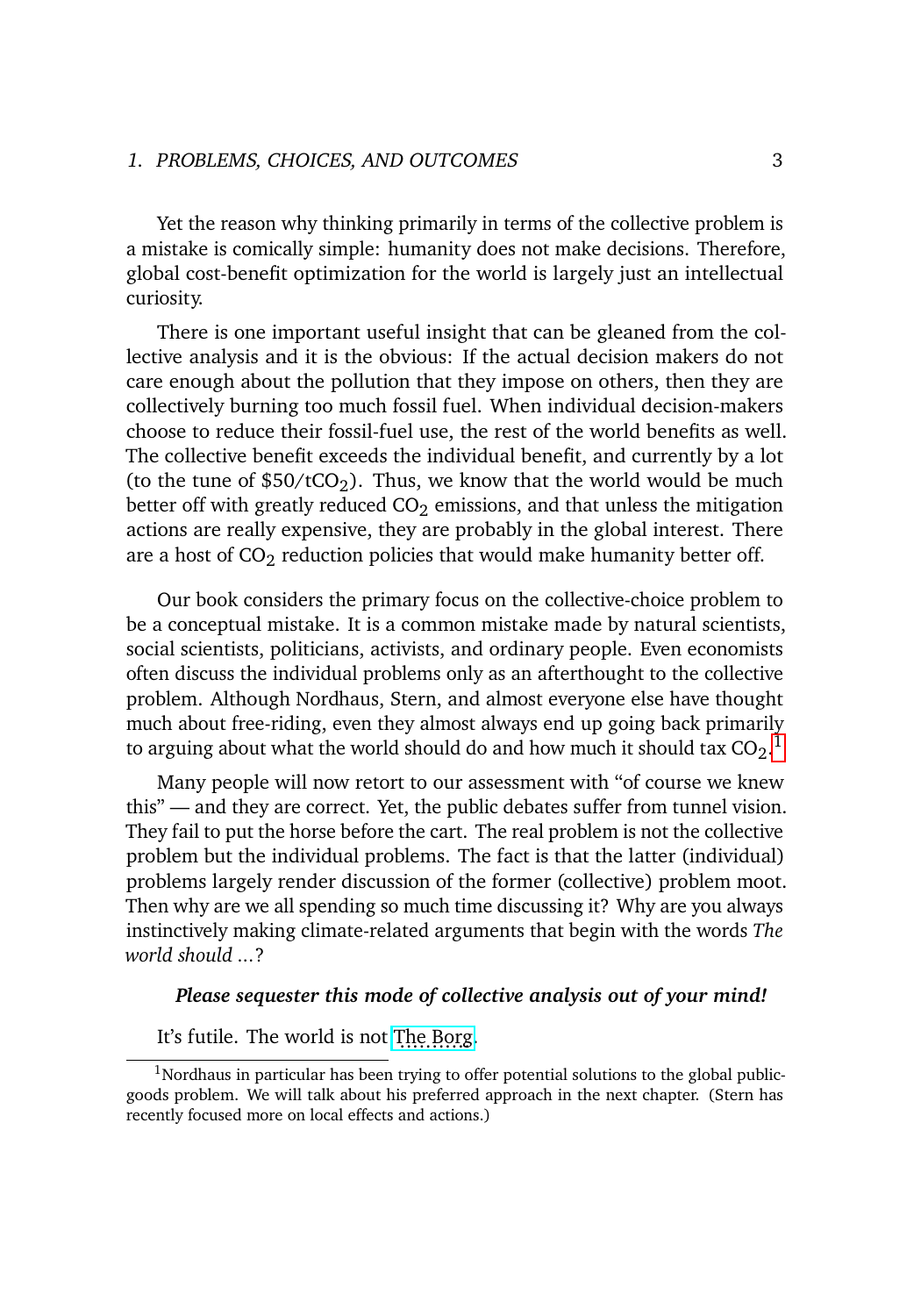Yet the reason why thinking primarily in terms of the collective problem is a mistake is comically simple: humanity does not make decisions. Therefore, global cost-benefit optimization for the world is largely just an intellectual curiosity.

There is one important useful insight that can be gleaned from the collective analysis and it is the obvious: If the actual decision makers do not care enough about the pollution that they impose on others, then they are collectively burning too much fossil fuel. When individual decision-makers choose to reduce their fossil-fuel use, the rest of the world benefits as well. The collective benefit exceeds the individual benefit, and currently by a lot (to the tune of $\$50/tCO_2$). Thus, we know that the world would be much better off with greatly reduced $CO_2$ emissions, and that unless the mitigation actions are really expensive, they are probably in the global interest. There are a host of $CO_2$ reduction policies that would make humanity better off.

Our book considers the primary focus on the collective-choice problem to be a conceptual mistake. It is a common mistake made by natural scientists, social scientists, politicians, activists, and ordinary people. Even economists often discuss the individual problems only as an afterthought to the collective problem. Although Nordhaus, Stern, and almost everyone else have thought much about free-riding, even they almost always end up going back primarily to arguing about what the world should do and how much it should tax $CO_2$.[1]

Many people will now retort to our assessment with "of course we knew this" — and they are correct. Yet, the public debates suffer from tunnel vision. They fail to put the horse before the cart. The real problem is not the collective problem but the individual problems. The fact is that the latter (individual) problems largely render discussion of the former (collective) problem moot. Then why are we all spending so much time discussing it? Why are you always instinctively making climate-related arguments that begin with the words *The world should ...*?

***Please sequester this mode of collective analysis out of your mind!***

It's futile. The world is not The Borg.

[1] Nordhaus in particular has been trying to offer potential solutions to the global public-goods problem. We will talk about his preferred approach in the next chapter. (Stern has recently focused more on local effects and actions.)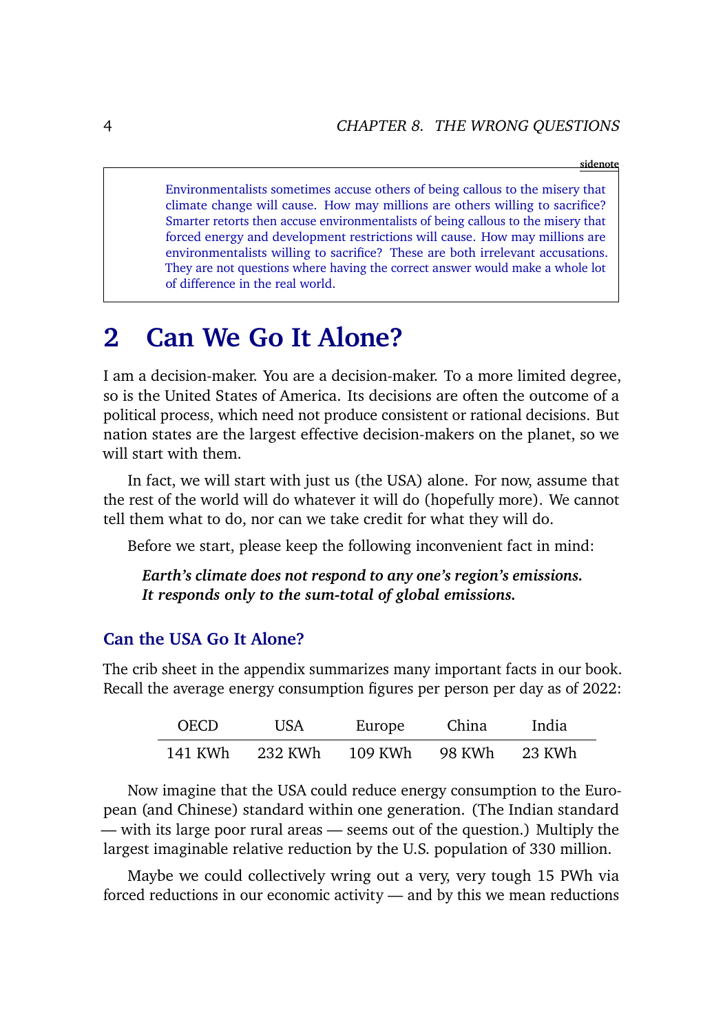sidenote

> Environmentalists sometimes accuse others of being callous to the misery that climate change will cause. How may millions are others willing to sacrifice? Smarter retorts then accuse environmentalists of being callous to the misery that forced energy and development restrictions will cause. How may millions are environmentalists willing to sacrifice? These are both irrelevant accusations. They are not questions where having the correct answer would make a whole lot of difference in the real world.

# 2 Can We Go It Alone?

I am a decision-maker. You are a decision-maker. To a more limited degree, so is the United States of America. Its decisions are often the outcome of a political process, which need not produce consistent or rational decisions. But nation states are the largest effective decision-makers on the planet, so we will start with them.

In fact, we will start with just us (the USA) alone. For now, assume that the rest of the world will do whatever it will do (hopefully more). We cannot tell them what to do, nor can we take credit for what they will do.

Before we start, please keep the following inconvenient fact in mind:

> ***Earth's climate does not respond to any one's region's emissions. It responds only to the sum-total of global emissions.***

## Can the USA Go It Alone?

The crib sheet in the appendix summarizes many important facts in our book. Recall the average energy consumption figures per person per day as of 2022:

| OECD | USA | Europe | China | India |
|---|---|---|---|---|
| 141 KWh | 232 KWh | 109 KWh | 98 KWh | 23 KWh |

Now imagine that the USA could reduce energy consumption to the European (and Chinese) standard within one generation. (The Indian standard — with its large poor rural areas — seems out of the question.) Multiply the largest imaginable relative reduction by the U.S. population of 330 million.

Maybe we could collectively wring out a very, very tough 15 PWh via forced reductions in our economic activity — and by this we mean reductions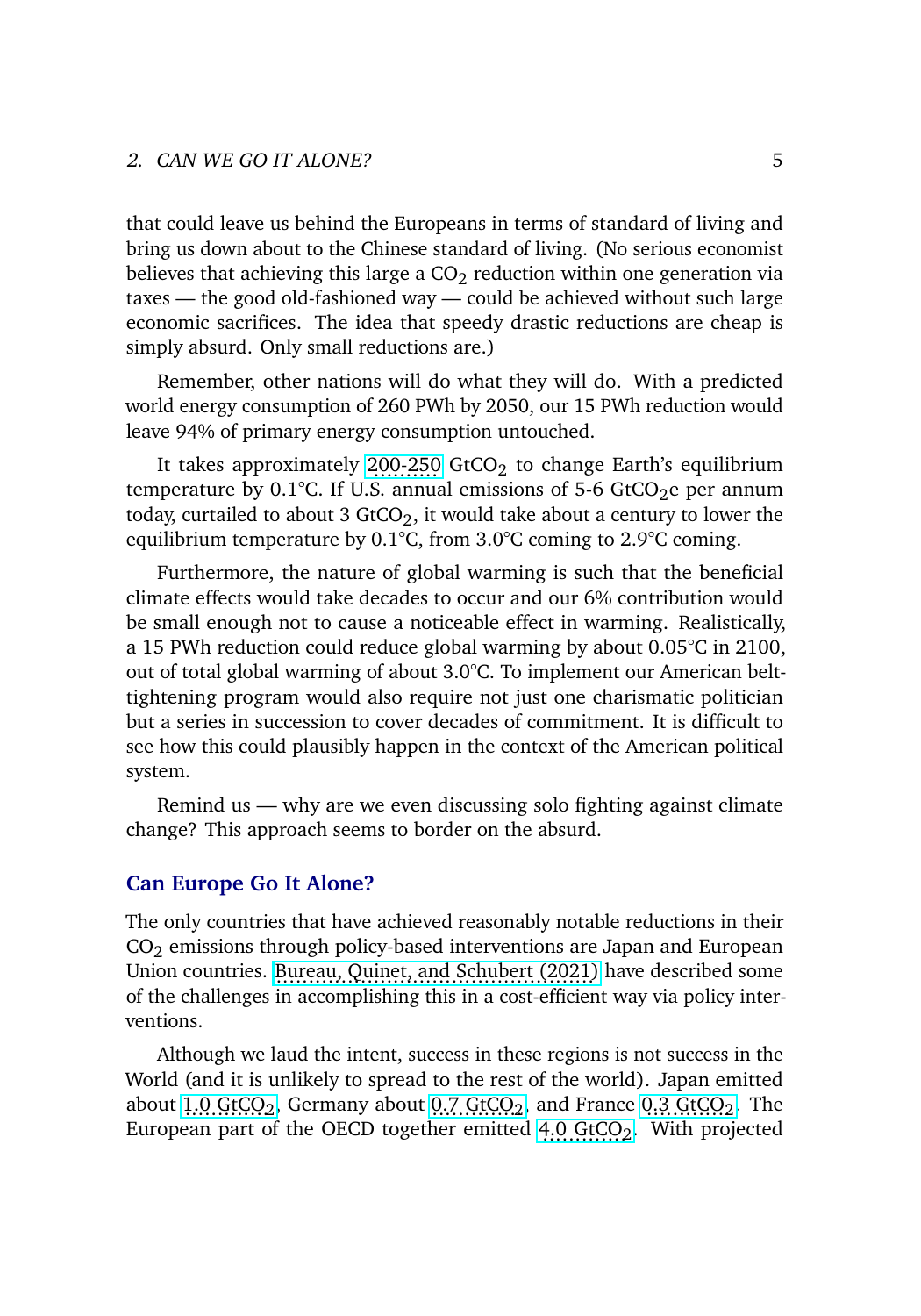that could leave us behind the Europeans in terms of standard of living and bring us down about to the Chinese standard of living. (No serious economist believes that achieving this large a $CO_2$ reduction within one generation via taxes — the good old-fashioned way — could be achieved without such large economic sacrifices. The idea that speedy drastic reductions are cheap is simply absurd. Only small reductions are.)

Remember, other nations will do what they will do. With a predicted world energy consumption of 260 PWh by 2050, our 15 PWh reduction would leave 94% of primary energy consumption untouched.

It takes approximately 200-250 $GtCO_2$ to change Earth's equilibrium temperature by 0.1°C. If U.S. annual emissions of 5-6 $GtCO_2e$ per annum today, curtailed to about 3 $GtCO_2$, it would take about a century to lower the equilibrium temperature by 0.1°C, from 3.0°C coming to 2.9°C coming.

Furthermore, the nature of global warming is such that the beneficial climate effects would take decades to occur and our 6% contribution would be small enough not to cause a noticeable effect in warming. Realistically, a 15 PWh reduction could reduce global warming by about 0.05°C in 2100, out of total global warming of about 3.0°C. To implement our American belt-tightening program would also require not just one charismatic politician but a series in succession to cover decades of commitment. It is difficult to see how this could plausibly happen in the context of the American political system.

Remind us — why are we even discussing solo fighting against climate change? This approach seems to border on the absurd.

### Can Europe Go It Alone?

The only countries that have achieved reasonably notable reductions in their $CO_2$ emissions through policy-based interventions are Japan and European Union countries. Bureau, Quinet, and Schubert (2021) have described some of the challenges in accomplishing this in a cost-efficient way via policy interventions.

Although we laud the intent, success in these regions is not success in the World (and it is unlikely to spread to the rest of the world). Japan emitted about 1.0 $GtCO_2$, Germany about 0.7 $GtCO_2$, and France 0.3 $GtCO_2$. The European part of the OECD together emitted 4.0 $GtCO_2$. With projected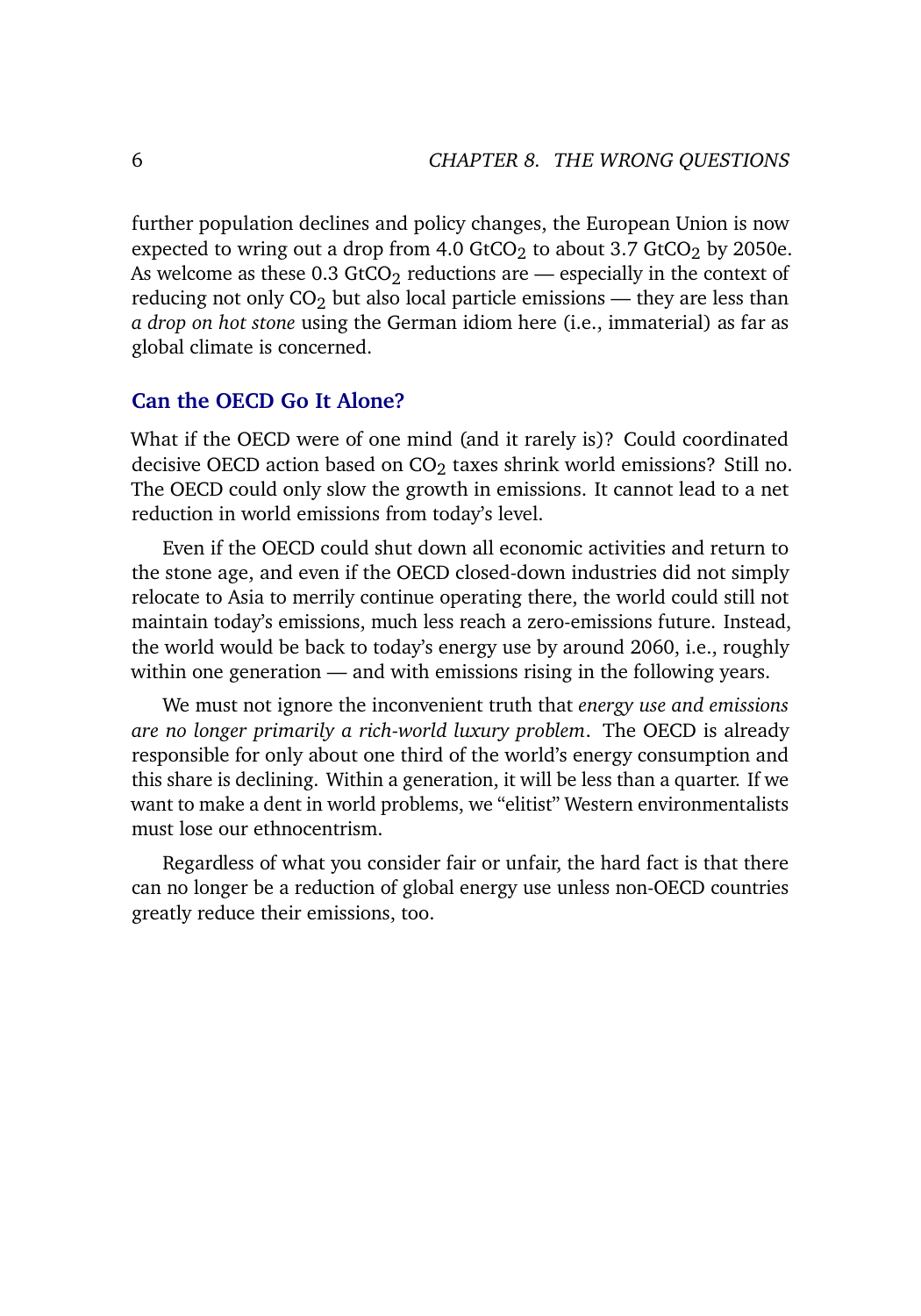further population declines and policy changes, the European Union is now expected to wring out a drop from 4.0 $GtCO_2$ to about 3.7 $GtCO_2$ by 2050e. As welcome as these 0.3 $GtCO_2$ reductions are — especially in the context of reducing not only $CO_2$ but also local particle emissions — they are less than *a drop on hot stone* using the German idiom here (i.e., immaterial) as far as global climate is concerned.

## Can the OECD Go It Alone?

What if the OECD were of one mind (and it rarely is)? Could coordinated decisive OECD action based on $CO_2$ taxes shrink world emissions? Still no. The OECD could only slow the growth in emissions. It cannot lead to a net reduction in world emissions from today's level.

Even if the OECD could shut down all economic activities and return to the stone age, and even if the OECD closed-down industries did not simply relocate to Asia to merrily continue operating there, the world could still not maintain today's emissions, much less reach a zero-emissions future. Instead, the world would be back to today's energy use by around 2060, i.e., roughly within one generation — and with emissions rising in the following years.

We must not ignore the inconvenient truth that *energy use and emissions are no longer primarily a rich-world luxury problem*. The OECD is already responsible for only about one third of the world's energy consumption and this share is declining. Within a generation, it will be less than a quarter. If we want to make a dent in world problems, we "elitist" Western environmentalists must lose our ethnocentrism.

Regardless of what you consider fair or unfair, the hard fact is that there can no longer be a reduction of global energy use unless non-OECD countries greatly reduce their emissions, too.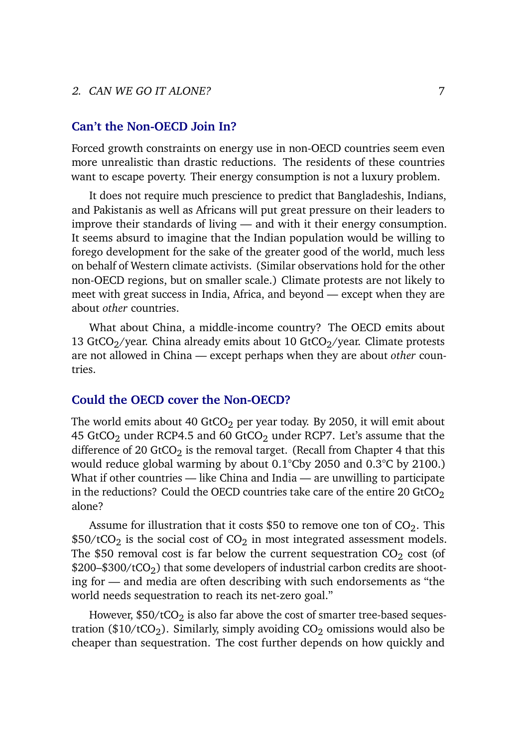## Can't the Non-OECD Join In?

Forced growth constraints on energy use in non-OECD countries seem even more unrealistic than drastic reductions. The residents of these countries want to escape poverty. Their energy consumption is not a luxury problem.

It does not require much prescience to predict that Bangladeshis, Indians, and Pakistanis as well as Africans will put great pressure on their leaders to improve their standards of living — and with it their energy consumption. It seems absurd to imagine that the Indian population would be willing to forego development for the sake of the greater good of the world, much less on behalf of Western climate activists. (Similar observations hold for the other non-OECD regions, but on smaller scale.) Climate protests are not likely to meet with great success in India, Africa, and beyond — except when they are about *other* countries.

What about China, a middle-income country? The OECD emits about 13 $GtCO_2$/year. China already emits about 10 $GtCO_2$/year. Climate protests are not allowed in China — except perhaps when they are about *other* countries.

## Could the OECD cover the Non-OECD?

The world emits about 40 $GtCO_2$ per year today. By 2050, it will emit about 45 $GtCO_2$ under RCP4.5 and 60 $GtCO_2$ under RCP7. Let's assume that the difference of 20 $GtCO_2$ is the removal target. (Recall from Chapter 4 that this would reduce global warming by about 0.1°Cby 2050 and 0.3°C by 2100.) What if other countries — like China and India — are unwilling to participate in the reductions? Could the OECD countries take care of the entire 20 $GtCO_2$ alone?

Assume for illustration that it costs \$50 to remove one ton of $CO_2$. This \$50/$tCO_2$ is the social cost of $CO_2$ in most integrated assessment models. The \$50 removal cost is far below the current sequestration $CO_2$ cost (of \$200–\$300/$tCO_2$) that some developers of industrial carbon credits are shooting for — and media are often describing with such endorsements as "the world needs sequestration to reach its net-zero goal."

However, \$50/$tCO_2$ is also far above the cost of smarter tree-based sequestration (\$10/$tCO_2$). Similarly, simply avoiding $CO_2$ omissions would also be cheaper than sequestration. The cost further depends on how quickly and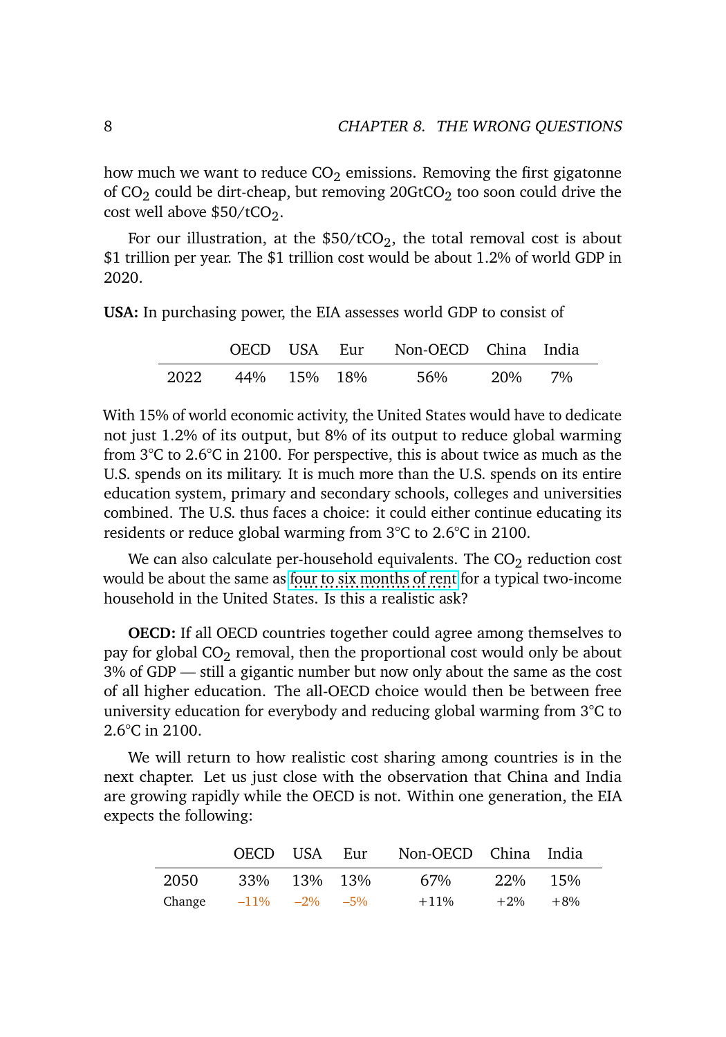how much we want to reduce $CO_2$ emissions. Removing the first gigatonne of $CO_2$ could be dirt-cheap, but removing 20Gt$CO_2$ too soon could drive the cost well above \$50/t$CO_2$.

For our illustration, at the \$50/t$CO_2$, the total removal cost is about \$1 trillion per year. The \$1 trillion cost would be about 1.2% of world GDP in 2020.

**USA:** In purchasing power, the EIA assesses world GDP to consist of

| | OECD | USA | Eur | Non-OECD | China | India |
|---|---|---|---|---|---|---|
| 2022 | 44% | 15% | 18% | 56% | 20% | 7% |

With 15% of world economic activity, the United States would have to dedicate not just 1.2% of its output, but 8% of its output to reduce global warming from 3°C to 2.6°C in 2100. For perspective, this is about twice as much as the U.S. spends on its military. It is much more than the U.S. spends on its entire education system, primary and secondary schools, colleges and universities combined. The U.S. thus faces a choice: it could either continue educating its residents or reduce global warming from 3°C to 2.6°C in 2100.

We can also calculate per-household equivalents. The $CO_2$ reduction cost would be about the same as four to six months of rent for a typical two-income household in the United States. Is this a realistic ask?

**OECD:** If all OECD countries together could agree among themselves to pay for global $CO_2$ removal, then the proportional cost would only be about 3% of GDP — still a gigantic number but now only about the same as the cost of all higher education. The all-OECD choice would then be between free university education for everybody and reducing global warming from 3°C to 2.6°C in 2100.

We will return to how realistic cost sharing among countries is in the next chapter. Let us just close with the observation that China and India are growing rapidly while the OECD is not. Within one generation, the EIA expects the following:

| | OECD | USA | Eur | Non-OECD | China | India |
|---|---|---|---|---|---|---|
| 2050 | 33% | 13% | 13% | 67% | 22% | 15% |
| Change | –11% | –2% | –5% | +11% | +2% | +8% |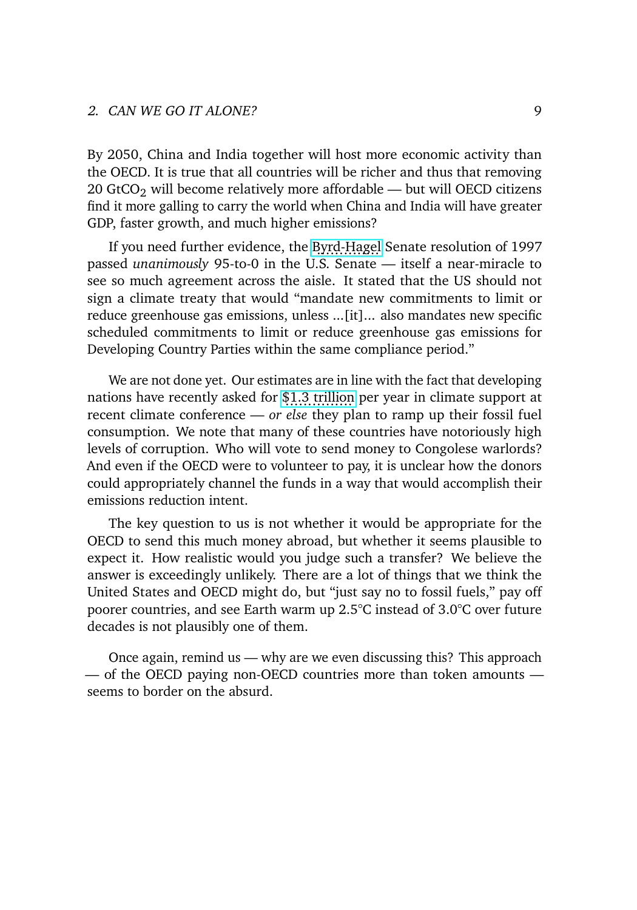By 2050, China and India together will host more economic activity than the OECD. It is true that all countries will be richer and thus that removing 20 $GtCO_2$ will become relatively more affordable — but will OECD citizens find it more galling to carry the world when China and India will have greater GDP, faster growth, and much higher emissions?

If you need further evidence, the Byrd-Hagel Senate resolution of 1997 passed *unanimously* 95-to-0 in the U.S. Senate — itself a near-miracle to see so much agreement across the aisle. It stated that the US should not sign a climate treaty that would "mandate new commitments to limit or reduce greenhouse gas emissions, unless ...[it]... also mandates new specific scheduled commitments to limit or reduce greenhouse gas emissions for Developing Country Parties within the same compliance period."

We are not done yet. Our estimates are in line with the fact that developing nations have recently asked for $1.3 trillion per year in climate support at recent climate conference — *or else* they plan to ramp up their fossil fuel consumption. We note that many of these countries have notoriously high levels of corruption. Who will vote to send money to Congolese warlords? And even if the OECD were to volunteer to pay, it is unclear how the donors could appropriately channel the funds in a way that would accomplish their emissions reduction intent.

The key question to us is not whether it would be appropriate for the OECD to send this much money abroad, but whether it seems plausible to expect it. How realistic would you judge such a transfer? We believe the answer is exceedingly unlikely. There are a lot of things that we think the United States and OECD might do, but "just say no to fossil fuels," pay off poorer countries, and see Earth warm up 2.5°C instead of 3.0°C over future decades is not plausibly one of them.

Once again, remind us — why are we even discussing this? This approach — of the OECD paying non-OECD countries more than token amounts — seems to border on the absurd.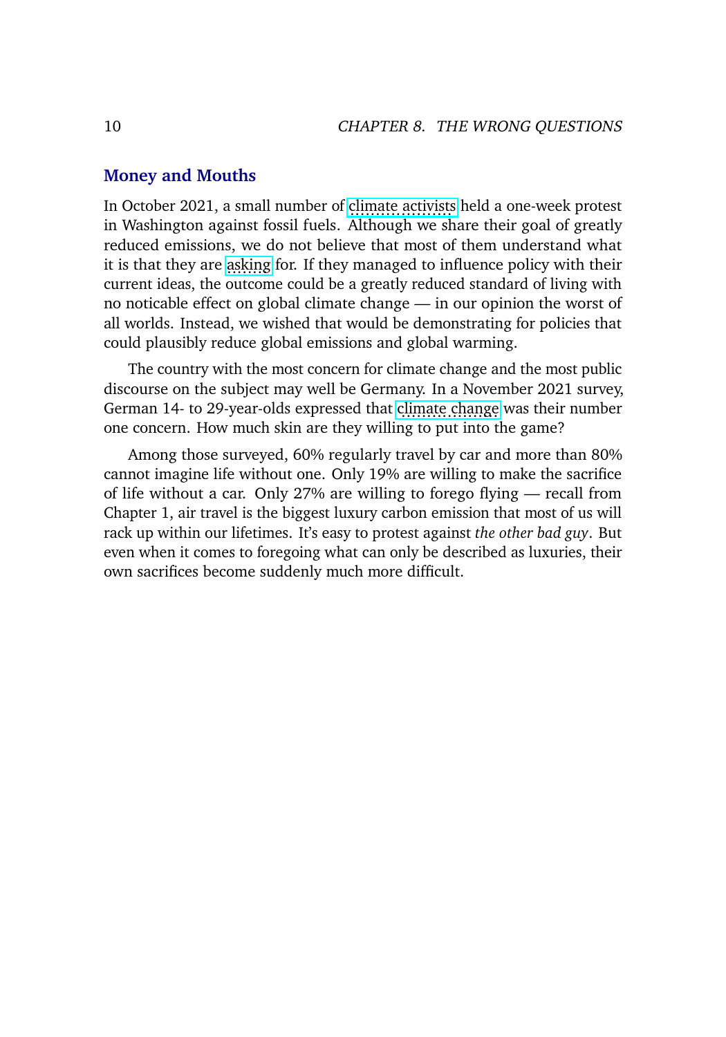## Money and Mouths

In October 2021, a small number of climate activists held a one-week protest in Washington against fossil fuels. Although we share their goal of greatly reduced emissions, we do not believe that most of them understand what it is that they are asking for. If they managed to influence policy with their current ideas, the outcome could be a greatly reduced standard of living with no noticable effect on global climate change — in our opinion the worst of all worlds. Instead, we wished that would be demonstrating for policies that could plausibly reduce global emissions and global warming.

The country with the most concern for climate change and the most public discourse on the subject may well be Germany. In a November 2021 survey, German 14- to 29-year-olds expressed that climate change was their number one concern. How much skin are they willing to put into the game?

Among those surveyed, 60% regularly travel by car and more than 80% cannot imagine life without one. Only 19% are willing to make the sacrifice of life without a car. Only 27% are willing to forego flying — recall from Chapter 1, air travel is the biggest luxury carbon emission that most of us will rack up within our lifetimes. It's easy to protest against *the other bad guy*. But even when it comes to foregoing what can only be described as luxuries, their own sacrifices become suddenly much more difficult.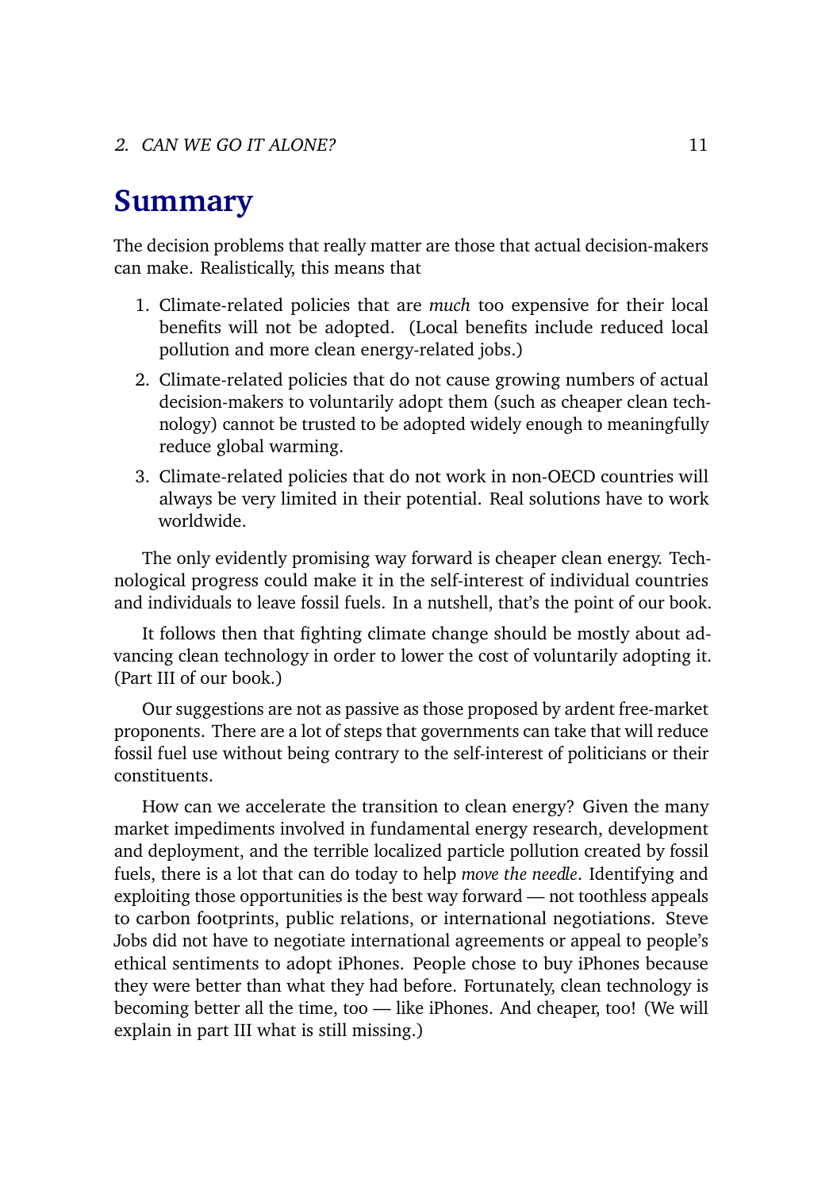# Summary

The decision problems that really matter are those that actual decision-makers can make. Realistically, this means that

1. Climate-related policies that are *much* too expensive for their local benefits will not be adopted. (Local benefits include reduced local pollution and more clean energy-related jobs.)
2. Climate-related policies that do not cause growing numbers of actual decision-makers to voluntarily adopt them (such as cheaper clean technology) cannot be trusted to be adopted widely enough to meaningfully reduce global warming.
3. Climate-related policies that do not work in non-OECD countries will always be very limited in their potential. Real solutions have to work worldwide.

The only evidently promising way forward is cheaper clean energy. Technological progress could make it in the self-interest of individual countries and individuals to leave fossil fuels. In a nutshell, that's the point of our book.

It follows then that fighting climate change should be mostly about advancing clean technology in order to lower the cost of voluntarily adopting it. (Part III of our book.)

Our suggestions are not as passive as those proposed by ardent free-market proponents. There are a lot of steps that governments can take that will reduce fossil fuel use without being contrary to the self-interest of politicians or their constituents.

How can we accelerate the transition to clean energy? Given the many market impediments involved in fundamental energy research, development and deployment, and the terrible localized particle pollution created by fossil fuels, there is a lot that can do today to help *move the needle*. Identifying and exploiting those opportunities is the best way forward — not toothless appeals to carbon footprints, public relations, or international negotiations. Steve Jobs did not have to negotiate international agreements or appeal to people's ethical sentiments to adopt iPhones. People chose to buy iPhones because they were better than what they had before. Fortunately, clean technology is becoming better all the time, too — like iPhones. And cheaper, too! (We will explain in part III what is still missing.)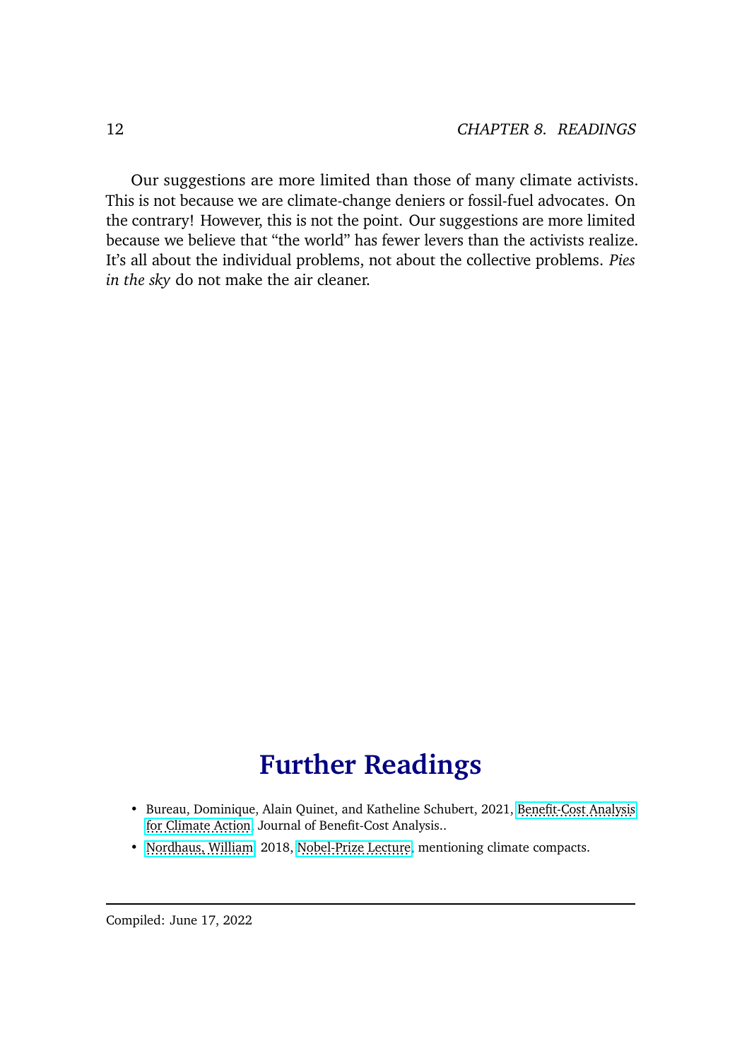Our suggestions are more limited than those of many climate activists. This is not because we are climate-change deniers or fossil-fuel advocates. On the contrary! However, this is not the point. Our suggestions are more limited because we believe that "the world" has fewer levers than the activists realize. It's all about the individual problems, not about the collective problems. *Pies in the sky* do not make the air cleaner.

## Further Readings

- Bureau, Dominique, Alain Quinet, and Katheline Schubert, 2021, Benefit-Cost Analysis for Climate Action, Journal of Benefit-Cost Analysis..
- Nordhaus, William, 2018, Nobel-Prize Lecture, mentioning climate compacts.

Compiled: June 17, 2022